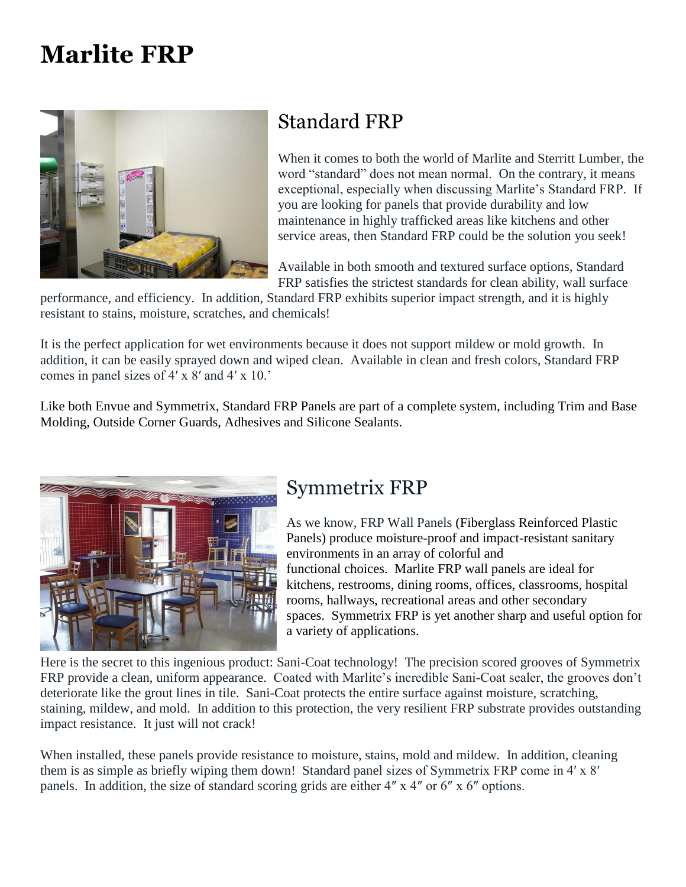# Marlite FRP

## Standard FRP

When it comes to both the world of Marlite and Sterritt Lumber, the word "standard" does not mean normal. On the contrary, it means exceptional, especially when discussing Marlite's Standard FRP. If you are looking for panels that provide durability and low maintenance in highly trafficked areas like kitchens and other service areas, then Standard FRP could be the solution you seek!

Available in both smooth and textured surface options, Standard FRP satisfies the strictest standards for clean ability, wall surface performance, and efficiency. In addition, Standard FRP exhibits superior impact strength, and it is highly resistant to stains, moisture, scratches, and chemicals!

It is the perfect application for wet environments because it does not support mildew or mold growth. In addition, it can be easily sprayed down and wiped clean. Available in clean and fresh colors, Standard FRP comes in panel sizes of 4′ x 8′ and 4′ x 10.'

Like both Envue and Symmetrix, Standard FRP Panels are part of a complete system, including Trim and Base Molding, Outside Corner Guards, Adhesives and Silicone Sealants.

## Symmetrix FRP

As we know, FRP Wall Panels (Fiberglass Reinforced Plastic Panels) produce moisture-proof and impact-resistant sanitary environments in an array of colorful and functional choices. Marlite FRP wall panels are ideal for kitchens, restrooms, dining rooms, offices, classrooms, hospital rooms, hallways, recreational areas and other secondary spaces. Symmetrix FRP is yet another sharp and useful option for a variety of applications.

Here is the secret to this ingenious product: Sani-Coat technology! The precision scored grooves of Symmetrix FRP provide a clean, uniform appearance. Coated with Marlite's incredible Sani-Coat sealer, the grooves don't deteriorate like the grout lines in tile. Sani-Coat protects the entire surface against moisture, scratching, staining, mildew, and mold. In addition to this protection, the very resilient FRP substrate provides outstanding impact resistance. It just will not crack!

When installed, these panels provide resistance to moisture, stains, mold and mildew. In addition, cleaning them is as simple as briefly wiping them down! Standard panel sizes of Symmetrix FRP come in 4′ x 8′ panels. In addition, the size of standard scoring grids are either 4″ x 4″ or 6″ x 6″ options.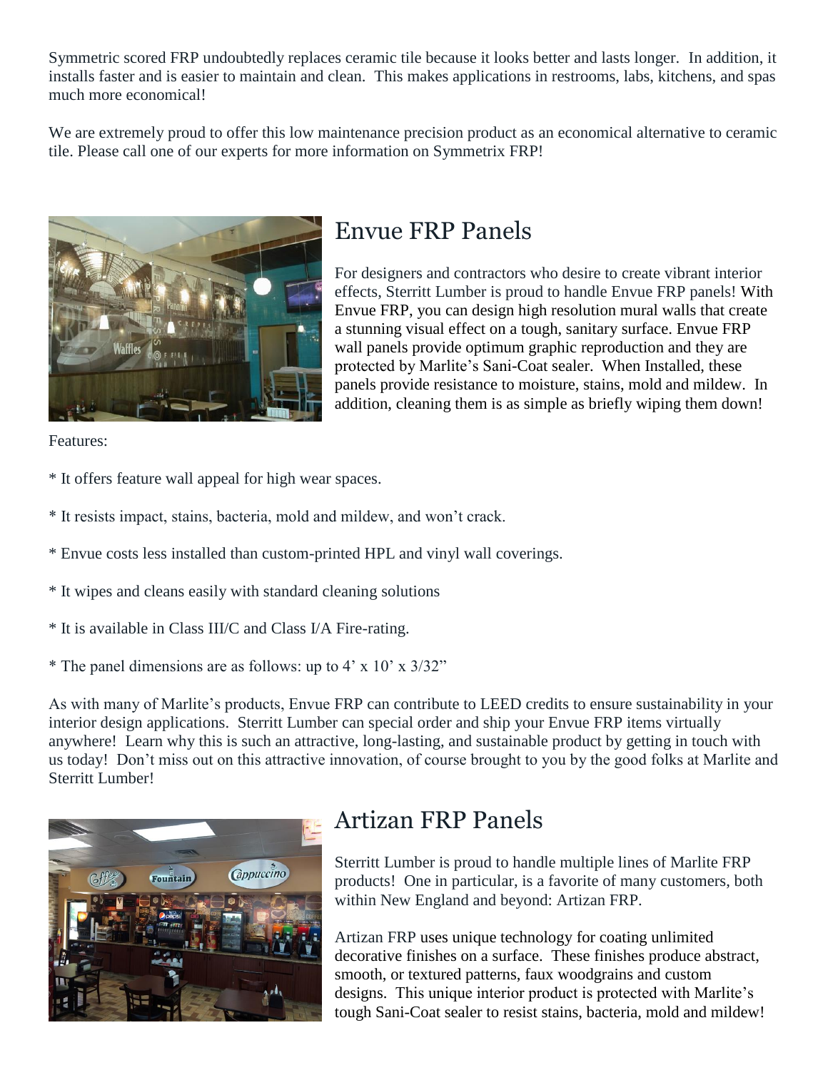Symmetric scored FRP undoubtedly replaces ceramic tile because it looks better and lasts longer. In addition, it installs faster and is easier to maintain and clean. This makes applications in restrooms, labs, kitchens, and spas much more economical!

We are extremely proud to offer this low maintenance precision product as an economical alternative to ceramic tile. Please call one of our experts for more information on Symmetrix FRP!

## Envue FRP Panels

For designers and contractors who desire to create vibrant interior effects, Sterritt Lumber is proud to handle Envue FRP panels! With Envue FRP, you can design high resolution mural walls that create a stunning visual effect on a tough, sanitary surface. Envue FRP wall panels provide optimum graphic reproduction and they are protected by Marlite's Sani-Coat sealer. When Installed, these panels provide resistance to moisture, stains, mold and mildew. In addition, cleaning them is as simple as briefly wiping them down!

Features:

* It offers feature wall appeal for high wear spaces.

* It resists impact, stains, bacteria, mold and mildew, and won't crack.

* Envue costs less installed than custom-printed HPL and vinyl wall coverings.

* It wipes and cleans easily with standard cleaning solutions

* It is available in Class III/C and Class I/A Fire-rating.

* The panel dimensions are as follows: up to 4' x 10' x 3/32"

As with many of Marlite's products, Envue FRP can contribute to LEED credits to ensure sustainability in your interior design applications. Sterritt Lumber can special order and ship your Envue FRP items virtually anywhere! Learn why this is such an attractive, long-lasting, and sustainable product by getting in touch with us today! Don't miss out on this attractive innovation, of course brought to you by the good folks at Marlite and Sterritt Lumber!

## Artizan FRP Panels

Sterritt Lumber is proud to handle multiple lines of Marlite FRP products! One in particular, is a favorite of many customers, both within New England and beyond: Artizan FRP.

Artizan FRP uses unique technology for coating unlimited decorative finishes on a surface. These finishes produce abstract, smooth, or textured patterns, faux woodgrains and custom designs. This unique interior product is protected with Marlite's tough Sani-Coat sealer to resist stains, bacteria, mold and mildew!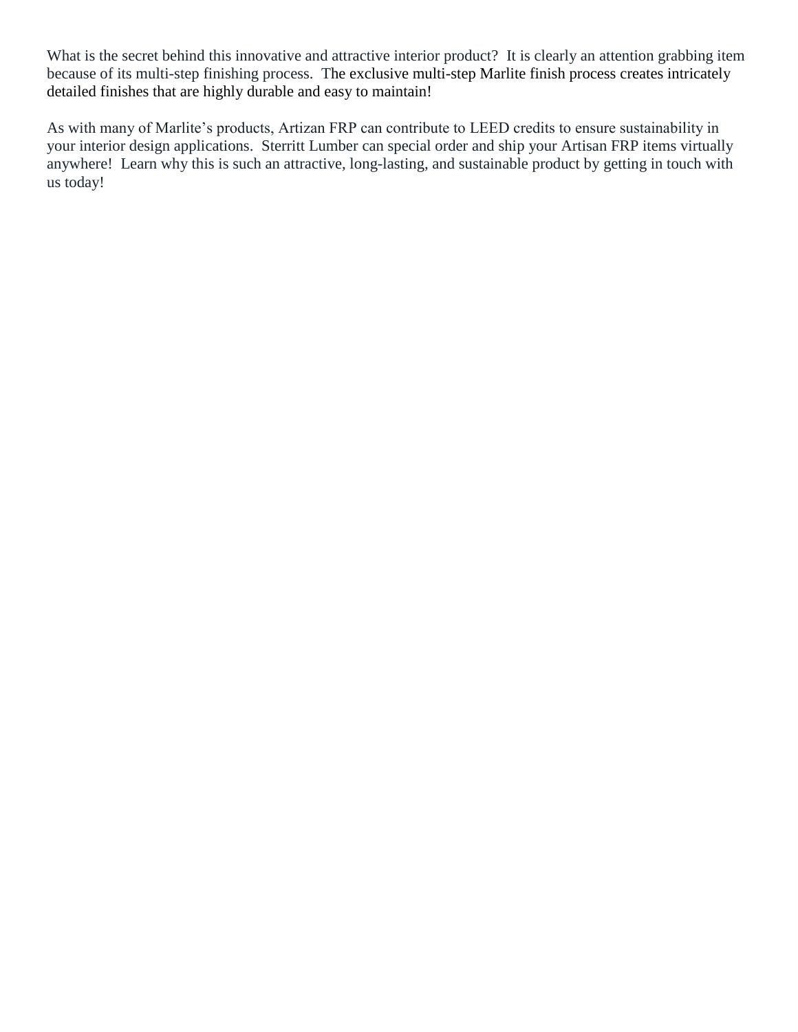What is the secret behind this innovative and attractive interior product? It is clearly an attention grabbing item because of its multi-step finishing process. The exclusive multi-step Marlite finish process creates intricately detailed finishes that are highly durable and easy to maintain!

As with many of Marlite's products, Artizan FRP can contribute to LEED credits to ensure sustainability in your interior design applications. Sterritt Lumber can special order and ship your Artisan FRP items virtually anywhere! Learn why this is such an attractive, long-lasting, and sustainable product by getting in touch with us today!